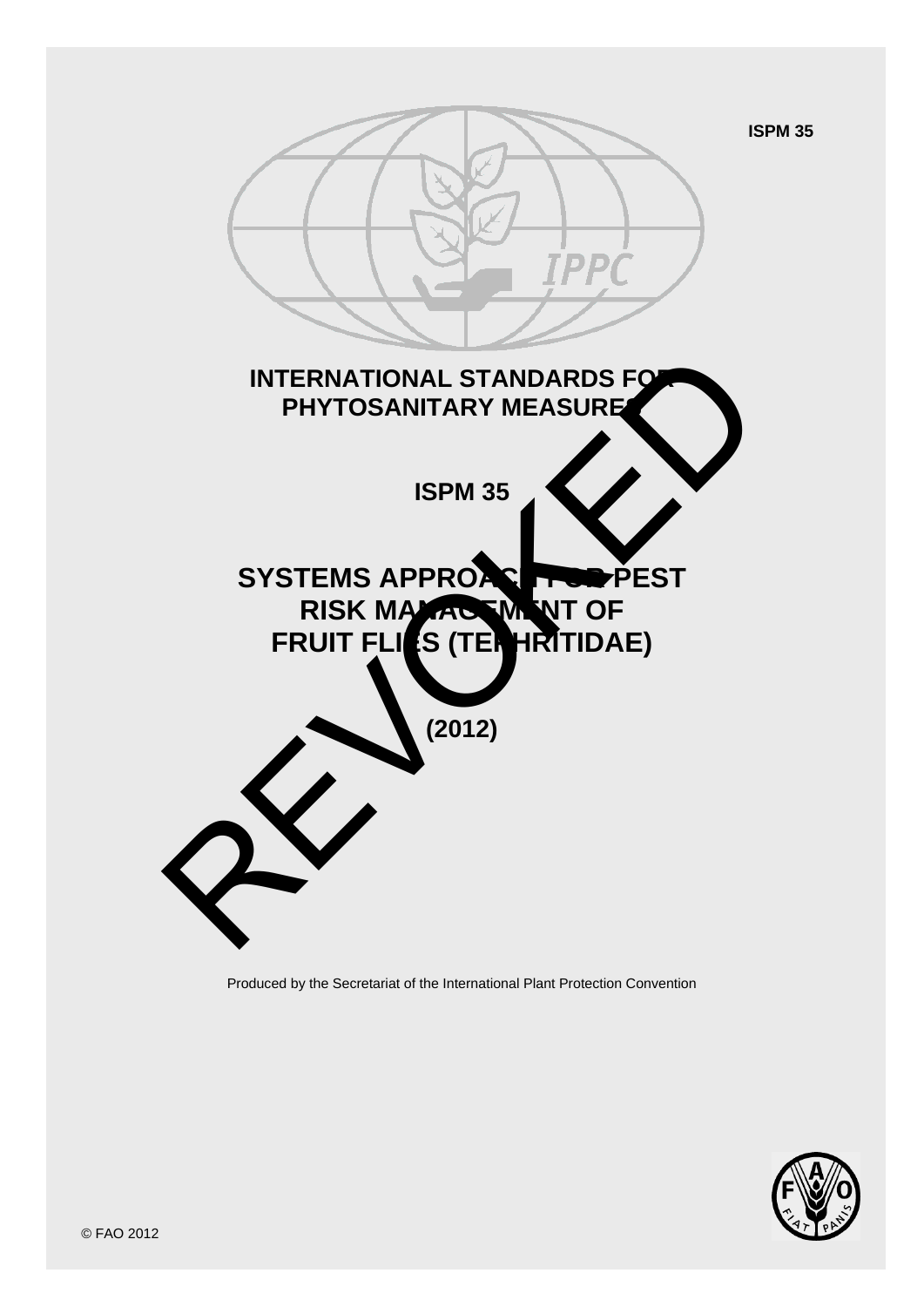ISPM 35

# INTERNATIONAL STANDARDS FOR PHYTOSANITARY MEASURES

## ISPM 35

# SYSTEMS APPROACH FOR PEST RISK MANAGEMENT OF FRUIT FLIES (TEPHRITIDAE)

**(2012)**

REVOKED

Produced by the Secretariat of the International Plant Protection Convention

© FAO 2012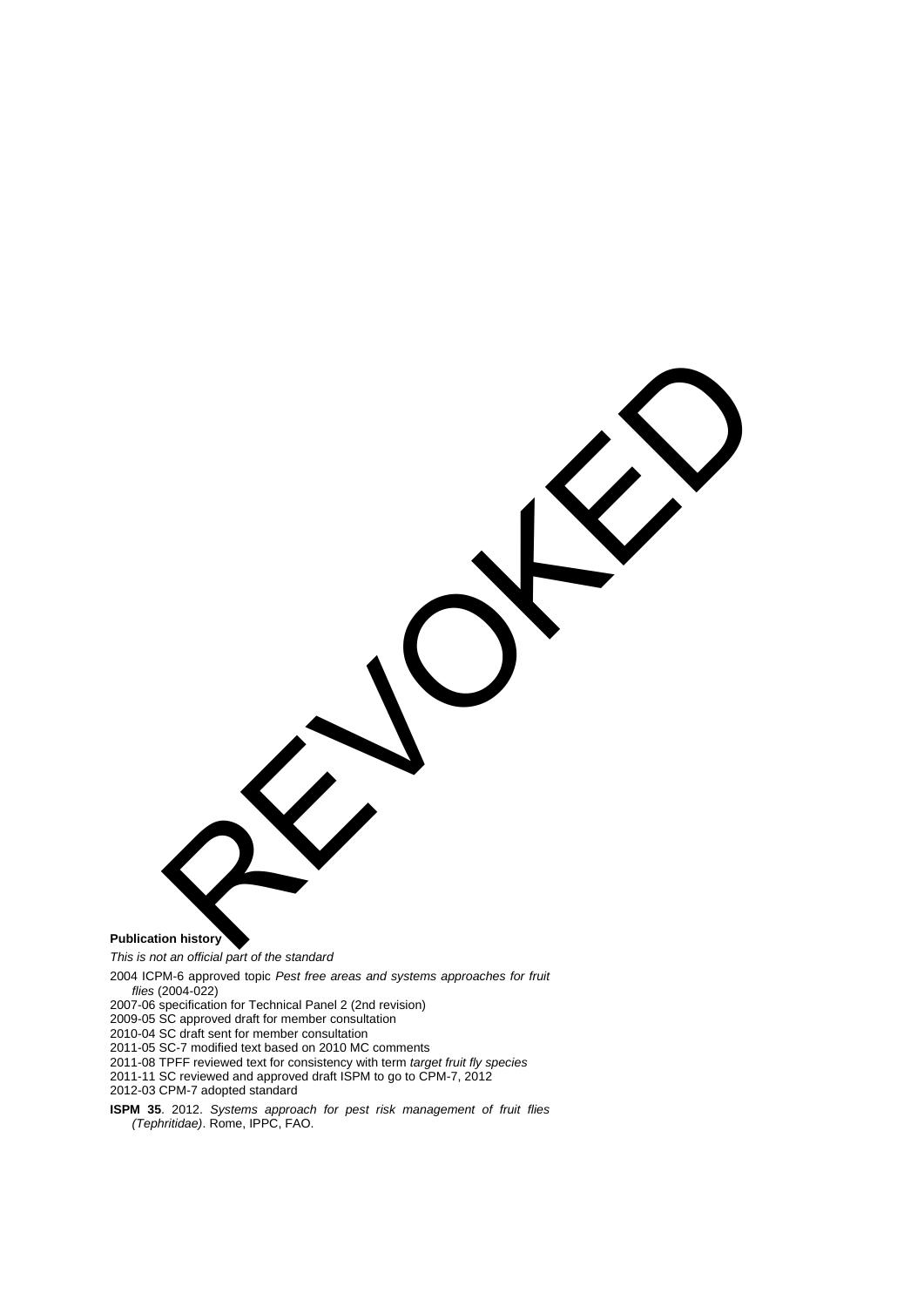REVOKED

**Publication history**

*This is not an official part of the standard*

2004 ICPM-6 approved topic *Pest free areas and systems approaches for fruit flies* (2004-022)

2007-06 specification for Technical Panel 2 (2nd revision)

2009-05 SC approved draft for member consultation

2010-04 SC draft sent for member consultation

2011-05 SC-7 modified text based on 2010 MC comments

2011-08 TPFF reviewed text for consistency with term *target fruit fly species*

2011-11 SC reviewed and approved draft ISPM to go to CPM-7, 2012

2012-03 CPM-7 adopted standard

**ISPM 35**. 2012. *Systems approach for pest risk management of fruit flies (Tephritidae)*. Rome, IPPC, FAO.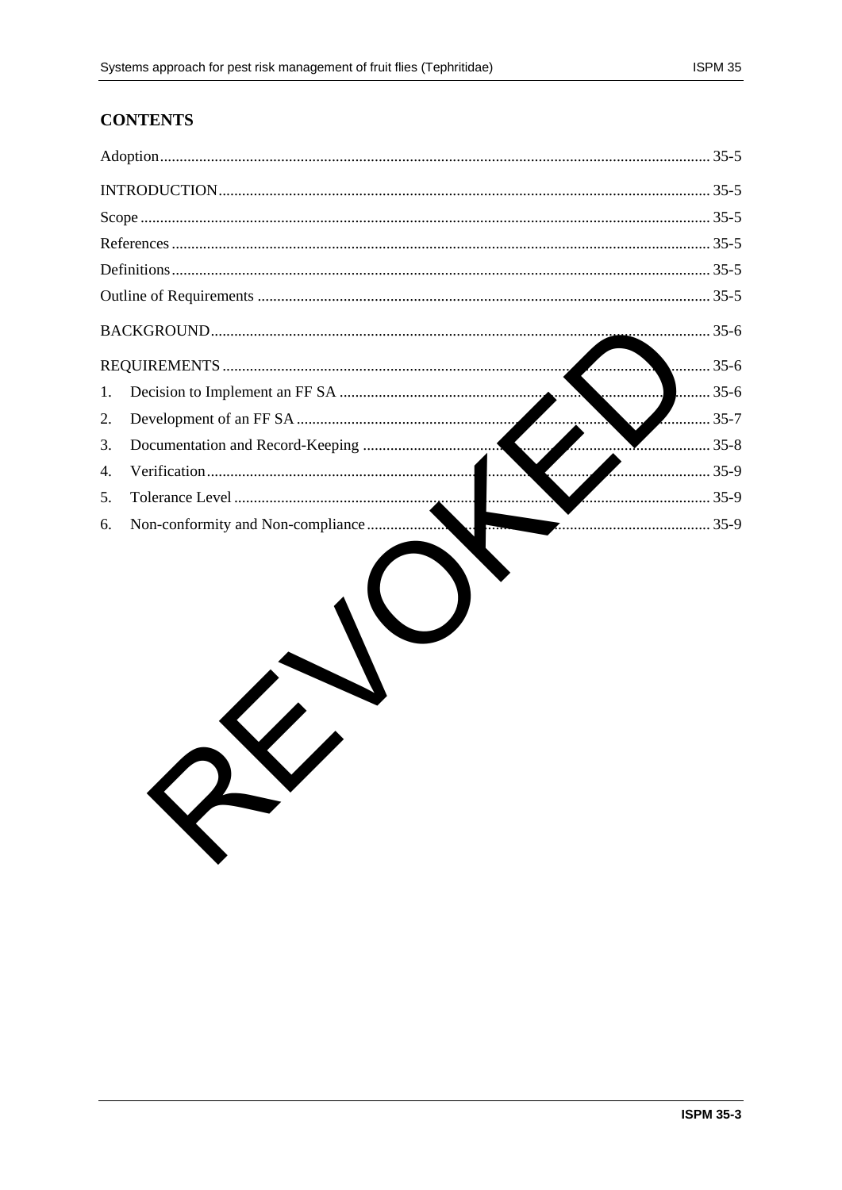## CONTENTS

Adoption ........ 35-5

INTRODUCTION ........ 35-5

Scope ........ 35-5

References ........ 35-5

Definitions ........ 35-5

Outline of Requirements ........ 35-5

BACKGROUND ........ 35-6

REQUIREMENTS ........ 35-6

1. Decision to Implement an FF SA ........ 35-6
2. Development of an FF SA ........ 35-7
3. Documentation and Record-Keeping ........ 35-8
4. Verification ........ 35-9
5. Tolerance Level ........ 35-9
6. Non-conformity and Non-compliance ........ 35-9

REVOKED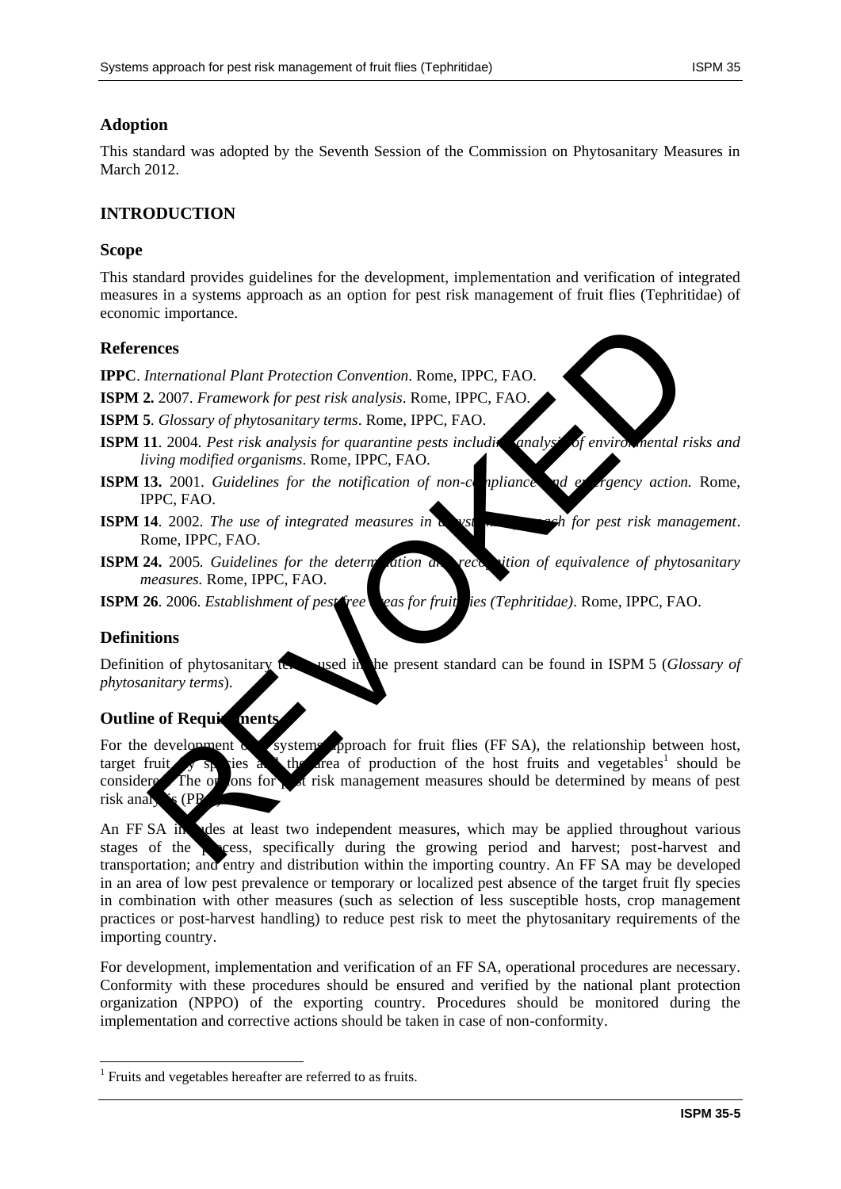## Adoption

This standard was adopted by the Seventh Session of the Commission on Phytosanitary Measures in March 2012.

## INTRODUCTION

### Scope

This standard provides guidelines for the development, implementation and verification of integrated measures in a systems approach as an option for pest risk management of fruit flies (Tephritidae) of economic importance.

### References

**IPPC**. *International Plant Protection Convention*. Rome, IPPC, FAO.

**ISPM 2.** 2007. *Framework for pest risk analysis*. Rome, IPPC, FAO.

**ISPM 5**. *Glossary of phytosanitary terms*. Rome, IPPC, FAO.

**ISPM 11**. 2004. *Pest risk analysis for quarantine pests including analysis of environmental risks and living modified organisms*. Rome, IPPC, FAO.

**ISPM 13.** 2001. *Guidelines for the notification of non-compliance and emergency action.* Rome, IPPC, FAO.

**ISPM 14**. 2002. *The use of integrated measures in a systems approach for pest risk management*. Rome, IPPC, FAO.

**ISPM 24.** 2005*. Guidelines for the determination and recognition of equivalence of phytosanitary measures.* Rome, IPPC, FAO.

**ISPM 26**. 2006. *Establishment of pest free areas for fruit flies (Tephritidae)*. Rome, IPPC, FAO.

### Definitions

Definition of phytosanitary terms used in the present standard can be found in ISPM 5 (*Glossary of phytosanitary terms*).

### Outline of Requirements

For the development of a systems approach for fruit flies (FF SA), the relationship between host, target fruit fly species and the area of production of the host fruits and vegetables[1] should be considered. The options for pest risk management measures should be determined by means of pest risk analysis (PRA).

An FF SA includes at least two independent measures, which may be applied throughout various stages of the process, specifically during the growing period and harvest; post-harvest and transportation; and entry and distribution within the importing country. An FF SA may be developed in an area of low pest prevalence or temporary or localized pest absence of the target fruit fly species in combination with other measures (such as selection of less susceptible hosts, crop management practices or post-harvest handling) to reduce pest risk to meet the phytosanitary requirements of the importing country.

For development, implementation and verification of an FF SA, operational procedures are necessary. Conformity with these procedures should be ensured and verified by the national plant protection organization (NPPO) of the exporting country. Procedures should be monitored during the implementation and corrective actions should be taken in case of non-conformity.

[1] Fruits and vegetables hereafter are referred to as fruits.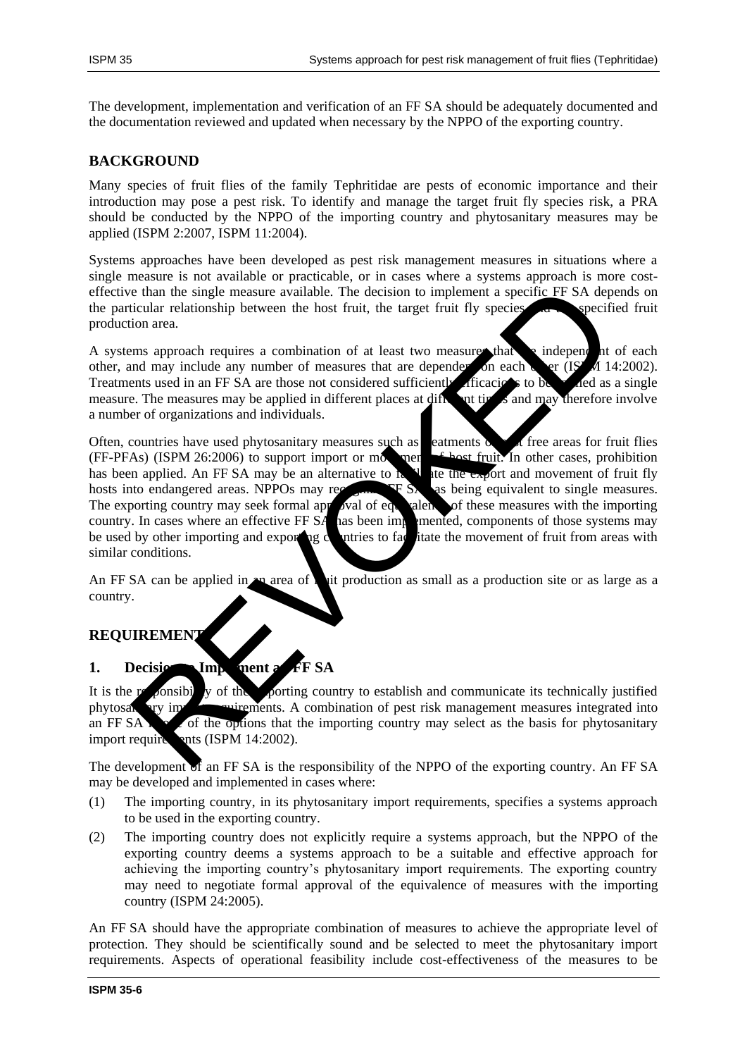The development, implementation and verification of an FF SA should be adequately documented and the documentation reviewed and updated when necessary by the NPPO of the exporting country.

## BACKGROUND

Many species of fruit flies of the family Tephritidae are pests of economic importance and their introduction may pose a pest risk. To identify and manage the target fruit fly species risk, a PRA should be conducted by the NPPO of the importing country and phytosanitary measures may be applied (ISPM 2:2007, ISPM 11:2004).

Systems approaches have been developed as pest risk management measures in situations where a single measure is not available or practicable, or in cases where a systems approach is more cost-effective than the single measure available. The decision to implement a specific FF SA depends on the particular relationship between the host fruit, the target fruit fly species and the specified fruit production area.

A systems approach requires a combination of at least two measures that are independent of each other, and may include any number of measures that are dependent on each other (ISPM 14:2002). Treatments used in an FF SA are those not considered sufficiently efficacious to be applied as a single measure. The measures may be applied in different places at different times and may therefore involve a number of organizations and individuals.

Often, countries have used phytosanitary measures such as treatments or pest free areas for fruit flies (FF-PFAs) (ISPM 26:2006) to support import or movement of host fruit. In other cases, prohibition has been applied. An FF SA may be an alternative to facilitate the export and movement of fruit fly hosts into endangered areas. NPPOs may recognize FF SAs as being equivalent to single measures. The exporting country may seek formal approval of equivalence of these measures with the importing country. In cases where an effective FF SA has been implemented, components of those systems may be used by other importing and exporting countries to facilitate the movement of fruit from areas with similar conditions.

An FF SA can be applied in an area of fruit production as small as a production site or as large as a country.

## REQUIREMENTS

### 1. Decision to Implement an FF SA

It is the responsibility of the importing country to establish and communicate its technically justified phytosanitary import requirements. A combination of pest risk management measures integrated into an FF SA is one of the options that the importing country may select as the basis for phytosanitary import requirements (ISPM 14:2002).

The development of an FF SA is the responsibility of the NPPO of the exporting country. An FF SA may be developed and implemented in cases where:

(1) The importing country, in its phytosanitary import requirements, specifies a systems approach to be used in the exporting country.

(2) The importing country does not explicitly require a systems approach, but the NPPO of the exporting country deems a systems approach to be a suitable and effective approach for achieving the importing country's phytosanitary import requirements. The exporting country may need to negotiate formal approval of the equivalence of measures with the importing country (ISPM 24:2005).

An FF SA should have the appropriate combination of measures to achieve the appropriate level of protection. They should be scientifically sound and be selected to meet the phytosanitary import requirements. Aspects of operational feasibility include cost-effectiveness of the measures to be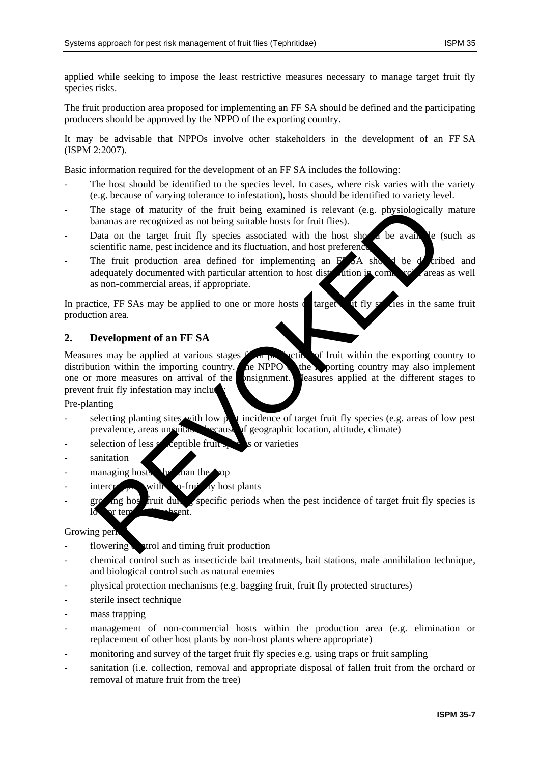applied while seeking to impose the least restrictive measures necessary to manage target fruit fly species risks.

The fruit production area proposed for implementing an FF SA should be defined and the participating producers should be approved by the NPPO of the exporting country.

It may be advisable that NPPOs involve other stakeholders in the development of an FF SA (ISPM 2:2007).

Basic information required for the development of an FF SA includes the following:

- The host should be identified to the species level. In cases, where risk varies with the variety (e.g. because of varying tolerance to infestation), hosts should be identified to variety level.
- The stage of maturity of the fruit being examined is relevant (e.g. physiologically mature bananas are recognized as not being suitable hosts for fruit flies).
- Data on the target fruit fly species associated with the host should be available (such as scientific name, pest incidence and its fluctuation, and host preference).
- The fruit production area defined for implementing an FF SA should be described and adequately documented with particular attention to host distribution in commercial areas as well as non-commercial areas, if appropriate.

In practice, FF SAs may be applied to one or more hosts or target fruit fly species in the same fruit production area.

## 2. Development of an FF SA

Measures may be applied at various stages from production of fruit within the exporting country to distribution within the importing country. The NPPO of the importing country may also implement one or more measures on arrival of the consignment. Measures applied at the different stages to prevent fruit fly infestation may include:

Pre-planting

- selecting planting sites with low pest incidence of target fruit fly species (e.g. areas of low pest prevalence, areas unsuitable because of geographic location, altitude, climate)
- selection of less susceptible fruit species or varieties
- sanitation
- managing hosts other than the crop
- intercropping with non-fruit fly host plants
- growing host fruit during specific periods when the pest incidence of target fruit fly species is low or temporally absent.

Growing period

- flowering control and timing fruit production
- chemical control such as insecticide bait treatments, bait stations, male annihilation technique, and biological control such as natural enemies
- physical protection mechanisms (e.g. bagging fruit, fruit fly protected structures)
- sterile insect technique
- mass trapping
- management of non-commercial hosts within the production area (e.g. elimination or replacement of other host plants by non-host plants where appropriate)
- monitoring and survey of the target fruit fly species e.g. using traps or fruit sampling
- sanitation (i.e. collection, removal and appropriate disposal of fallen fruit from the orchard or removal of mature fruit from the tree)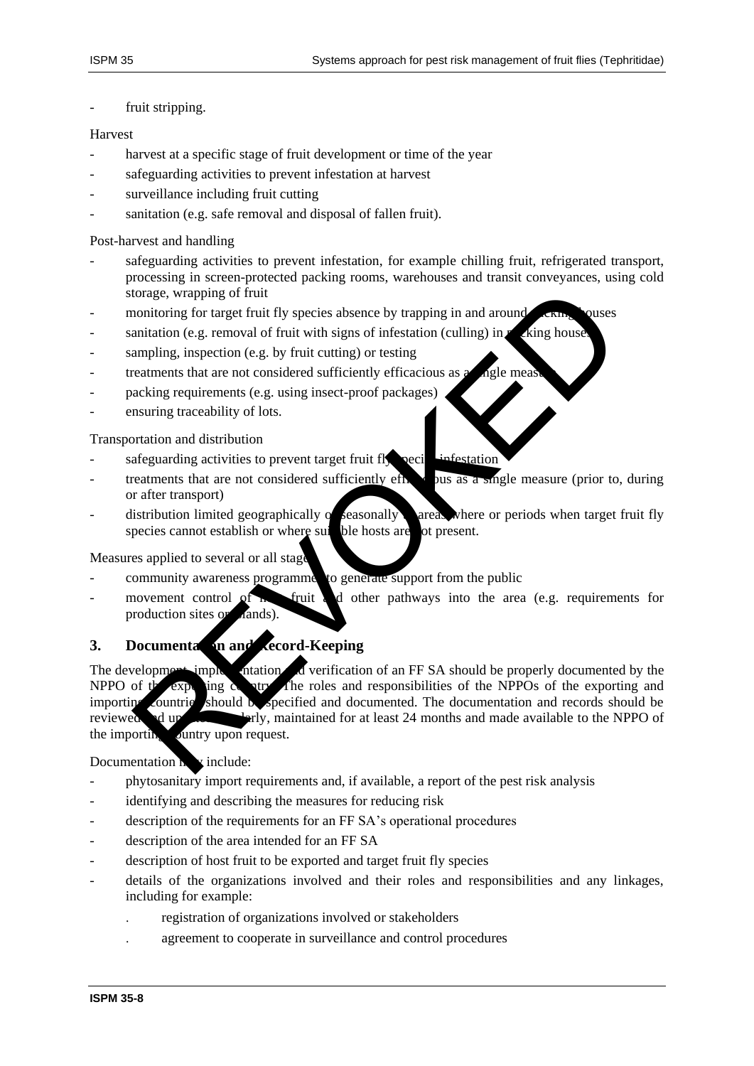- fruit stripping.

Harvest

- harvest at a specific stage of fruit development or time of the year
- safeguarding activities to prevent infestation at harvest
- surveillance including fruit cutting
- sanitation (e.g. safe removal and disposal of fallen fruit).

Post-harvest and handling

- safeguarding activities to prevent infestation, for example chilling fruit, refrigerated transport, processing in screen-protected packing rooms, warehouses and transit conveyances, using cold storage, wrapping of fruit
- monitoring for target fruit fly species absence by trapping in and around packing houses
- sanitation (e.g. removal of fruit with signs of infestation (culling) in packing houses)
- sampling, inspection (e.g. by fruit cutting) or testing
- treatments that are not considered sufficiently efficacious as a single measure
- packing requirements (e.g. using insect-proof packages)
- ensuring traceability of lots.

Transportation and distribution

- safeguarding activities to prevent target fruit fly species infestation
- treatments that are not considered sufficiently efficacious as a single measure (prior to, during or after transport)
- distribution limited geographically or seasonally to areas where or periods when target fruit fly species cannot establish or where suitable hosts are not present.

Measures applied to several or all stages

- community awareness programmes to generate support from the public
- movement control of host fruit and other pathways into the area (e.g. requirements for production sites or lands).

## 3. Documentation and Record-Keeping

The development, implementation and verification of an FF SA should be properly documented by the NPPO of the exporting country. The roles and responsibilities of the NPPOs of the exporting and importing countries should be specified and documented. The documentation and records should be reviewed and updated regularly, maintained for at least 24 months and made available to the NPPO of the importing country upon request.

Documentation may include:

- phytosanitary import requirements and, if available, a report of the pest risk analysis
- identifying and describing the measures for reducing risk
- description of the requirements for an FF SA's operational procedures
- description of the area intended for an FF SA
- description of host fruit to be exported and target fruit fly species
- details of the organizations involved and their roles and responsibilities and any linkages, including for example:
    - registration of organizations involved or stakeholders
    - agreement to cooperate in surveillance and control procedures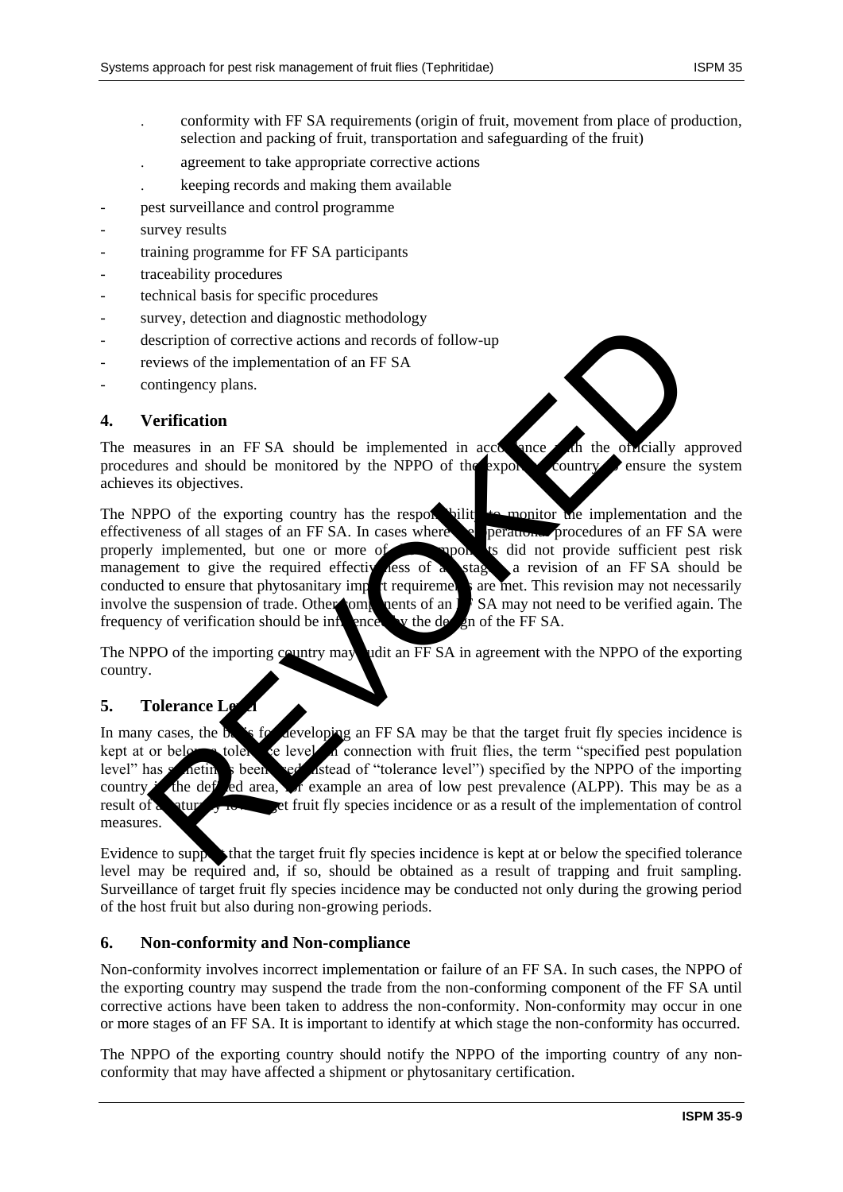- conformity with FF SA requirements (origin of fruit, movement from place of production, selection and packing of fruit, transportation and safeguarding of the fruit)
  - agreement to take appropriate corrective actions
  - keeping records and making them available
- pest surveillance and control programme
- survey results
- training programme for FF SA participants
- traceability procedures
- technical basis for specific procedures
- survey, detection and diagnostic methodology
- description of corrective actions and records of follow-up
- reviews of the implementation of an FF SA
- contingency plans.

## 4. Verification

The measures in an FF SA should be implemented in accordance with the officially approved procedures and should be monitored by the NPPO of the exporting country to ensure the system achieves its objectives.

The NPPO of the exporting country has the responsibility to monitor the implementation and the effectiveness of all stages of an FF SA. In cases where the operational procedures of an FF SA were properly implemented, but one or more of the components did not provide sufficient pest risk management to give the required effectiveness of a stage, a revision of an FF SA should be conducted to ensure that phytosanitary import requirements are met. This revision may not necessarily involve the suspension of trade. Other components of an FF SA may not need to be verified again. The frequency of verification should be influenced by the design of the FF SA.

The NPPO of the importing country may audit an FF SA in agreement with the NPPO of the exporting country.

## 5. Tolerance Level

In many cases, the basis for developing an FF SA may be that the target fruit fly species incidence is kept at or below a tolerance level (in connection with fruit flies, the term "specified pest population level" has sometimes been used instead of "tolerance level") specified by the NPPO of the importing country in the defined area, for example an area of low pest prevalence (ALPP). This may be as a result of a naturally low target fruit fly species incidence or as a result of the implementation of control measures.

Evidence to support that the target fruit fly species incidence is kept at or below the specified tolerance level may be required and, if so, should be obtained as a result of trapping and fruit sampling. Surveillance of target fruit fly species incidence may be conducted not only during the growing period of the host fruit but also during non-growing periods.

## 6. Non-conformity and Non-compliance

Non-conformity involves incorrect implementation or failure of an FF SA. In such cases, the NPPO of the exporting country may suspend the trade from the non-conforming component of the FF SA until corrective actions have been taken to address the non-conformity. Non-conformity may occur in one or more stages of an FF SA. It is important to identify at which stage the non-conformity has occurred.

The NPPO of the exporting country should notify the NPPO of the importing country of any non-conformity that may have affected a shipment or phytosanitary certification.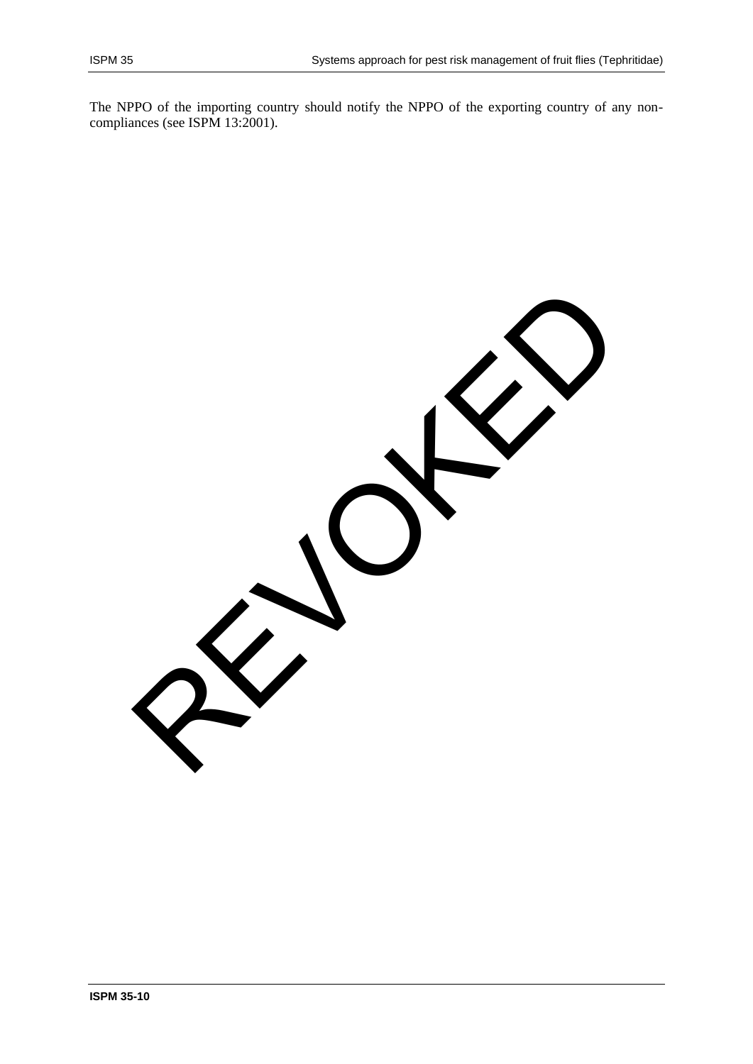The NPPO of the importing country should notify the NPPO of the exporting country of any non-compliances (see ISPM 13:2001).

REVOKED